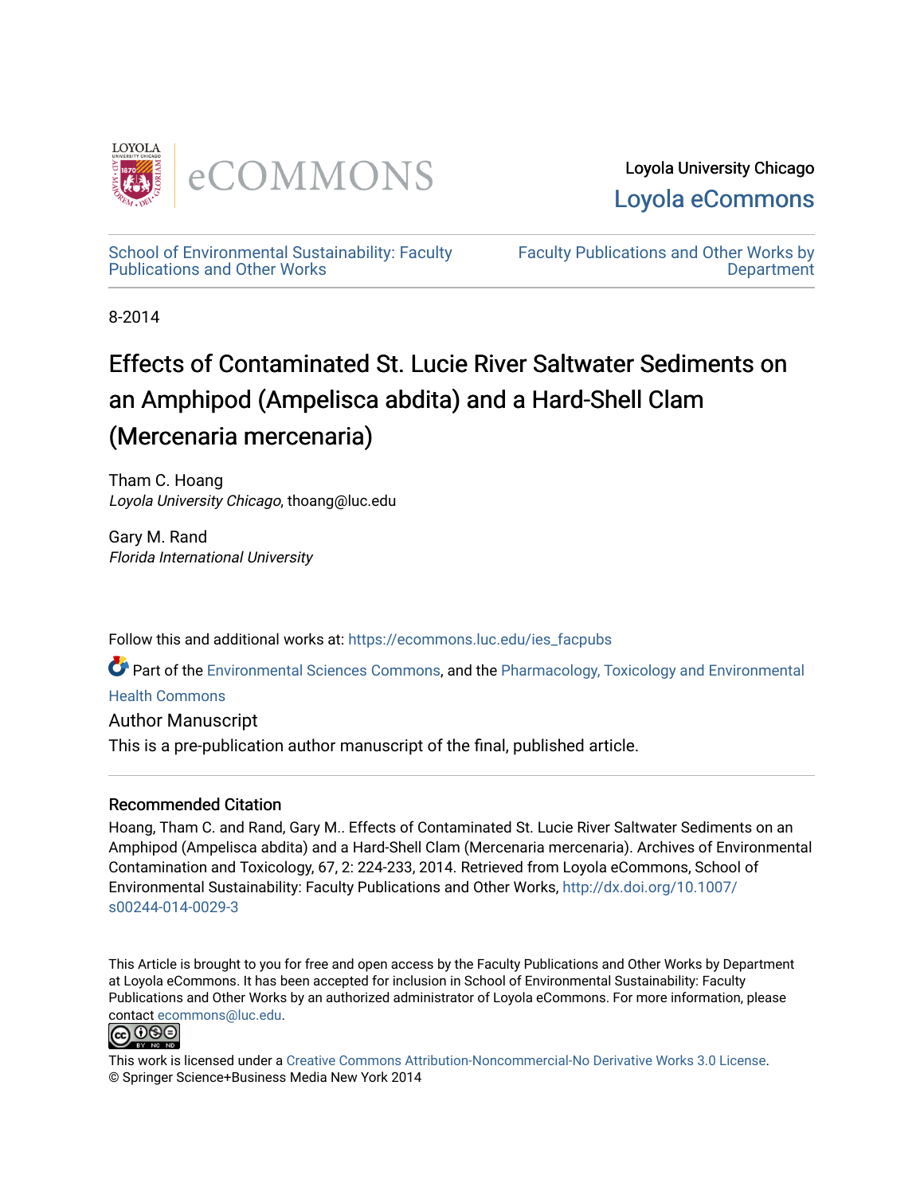Loyola University Chicago

Loyola eCommons

School of Environmental Sustainability: Faculty Publications and Other Works

Faculty Publications and Other Works by Department

8-2014

# Effects of Contaminated St. Lucie River Saltwater Sediments on an Amphipod (Ampelisca abdita) and a Hard-Shell Clam (Mercenaria mercenaria)

Tham C. Hoang
*Loyola University Chicago*, thoang@luc.edu

Gary M. Rand
*Florida International University*

Follow this and additional works at: https://ecommons.luc.edu/ies_facpubs

Part of the Environmental Sciences Commons, and the Pharmacology, Toxicology and Environmental Health Commons

Author Manuscript

This is a pre-publication author manuscript of the final, published article.

## Recommended Citation

Hoang, Tham C. and Rand, Gary M.. Effects of Contaminated St. Lucie River Saltwater Sediments on an Amphipod (Ampelisca abdita) and a Hard-Shell Clam (Mercenaria mercenaria). Archives of Environmental Contamination and Toxicology, 67, 2: 224-233, 2014. Retrieved from Loyola eCommons, School of Environmental Sustainability: Faculty Publications and Other Works, http://dx.doi.org/10.1007/s00244-014-0029-3

This Article is brought to you for free and open access by the Faculty Publications and Other Works by Department at Loyola eCommons. It has been accepted for inclusion in School of Environmental Sustainability: Faculty Publications and Other Works by an authorized administrator of Loyola eCommons. For more information, please contact ecommons@luc.edu.

This work is licensed under a Creative Commons Attribution-Noncommercial-No Derivative Works 3.0 License.
© Springer Science+Business Media New York 2014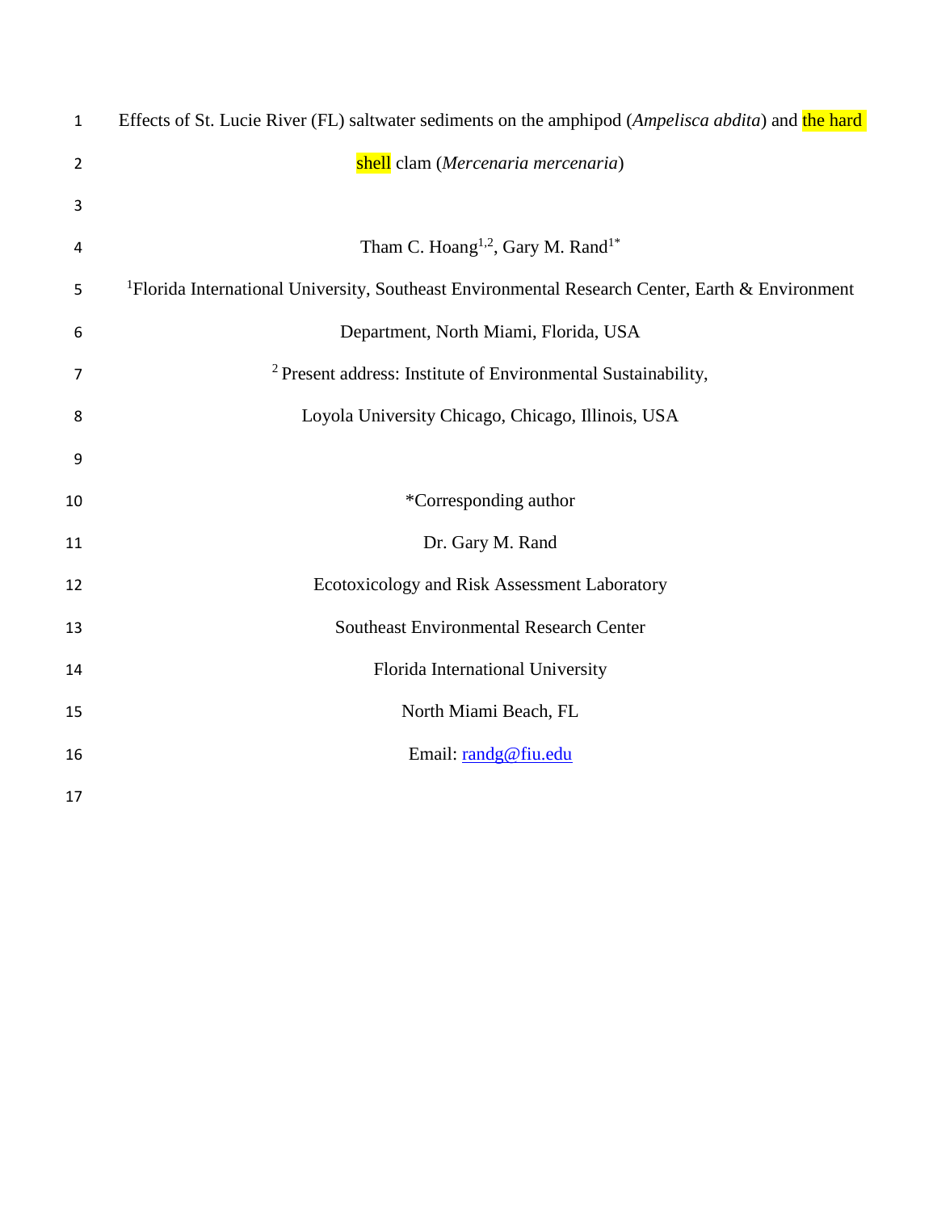# Effects of St. Lucie River (FL) saltwater sediments on the amphipod (*Ampelisca abdita*) and the hard shell clam (*Mercenaria mercenaria*)

Tham C. Hoang[1,2], Gary M. Rand[1*]

[1]Florida International University, Southeast Environmental Research Center, Earth & Environment Department, North Miami, Florida, USA

[2] Present address: Institute of Environmental Sustainability, Loyola University Chicago, Chicago, Illinois, USA

*Corresponding author

Dr. Gary M. Rand

Ecotoxicology and Risk Assessment Laboratory

Southeast Environmental Research Center

Florida International University

North Miami Beach, FL

Email: randg@fiu.edu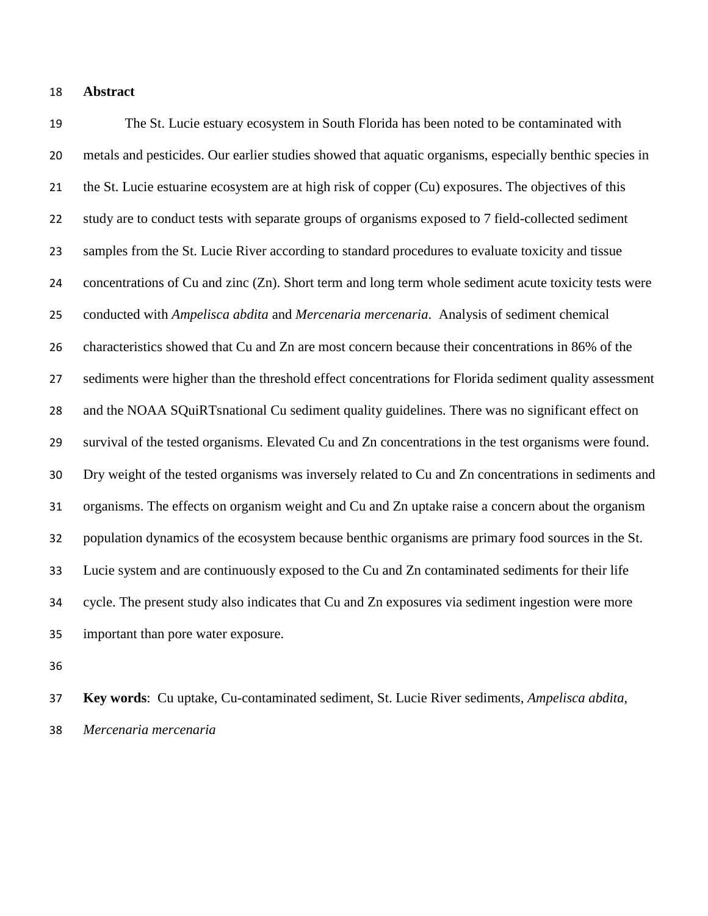**Abstract**

The St. Lucie estuary ecosystem in South Florida has been noted to be contaminated with metals and pesticides. Our earlier studies showed that aquatic organisms, especially benthic species in the St. Lucie estuarine ecosystem are at high risk of copper (Cu) exposures. The objectives of this study are to conduct tests with separate groups of organisms exposed to 7 field-collected sediment samples from the St. Lucie River according to standard procedures to evaluate toxicity and tissue concentrations of Cu and zinc (Zn). Short term and long term whole sediment acute toxicity tests were conducted with *Ampelisca abdita* and *Mercenaria mercenaria*. Analysis of sediment chemical characteristics showed that Cu and Zn are most concern because their concentrations in 86% of the sediments were higher than the threshold effect concentrations for Florida sediment quality assessment and the NOAA SQuiRTsnational Cu sediment quality guidelines. There was no significant effect on survival of the tested organisms. Elevated Cu and Zn concentrations in the test organisms were found. Dry weight of the tested organisms was inversely related to Cu and Zn concentrations in sediments and organisms. The effects on organism weight and Cu and Zn uptake raise a concern about the organism population dynamics of the ecosystem because benthic organisms are primary food sources in the St. Lucie system and are continuously exposed to the Cu and Zn contaminated sediments for their life cycle. The present study also indicates that Cu and Zn exposures via sediment ingestion were more important than pore water exposure.

**Key words**: Cu uptake, Cu-contaminated sediment, St. Lucie River sediments, *Ampelisca abdita*, *Mercenaria mercenaria*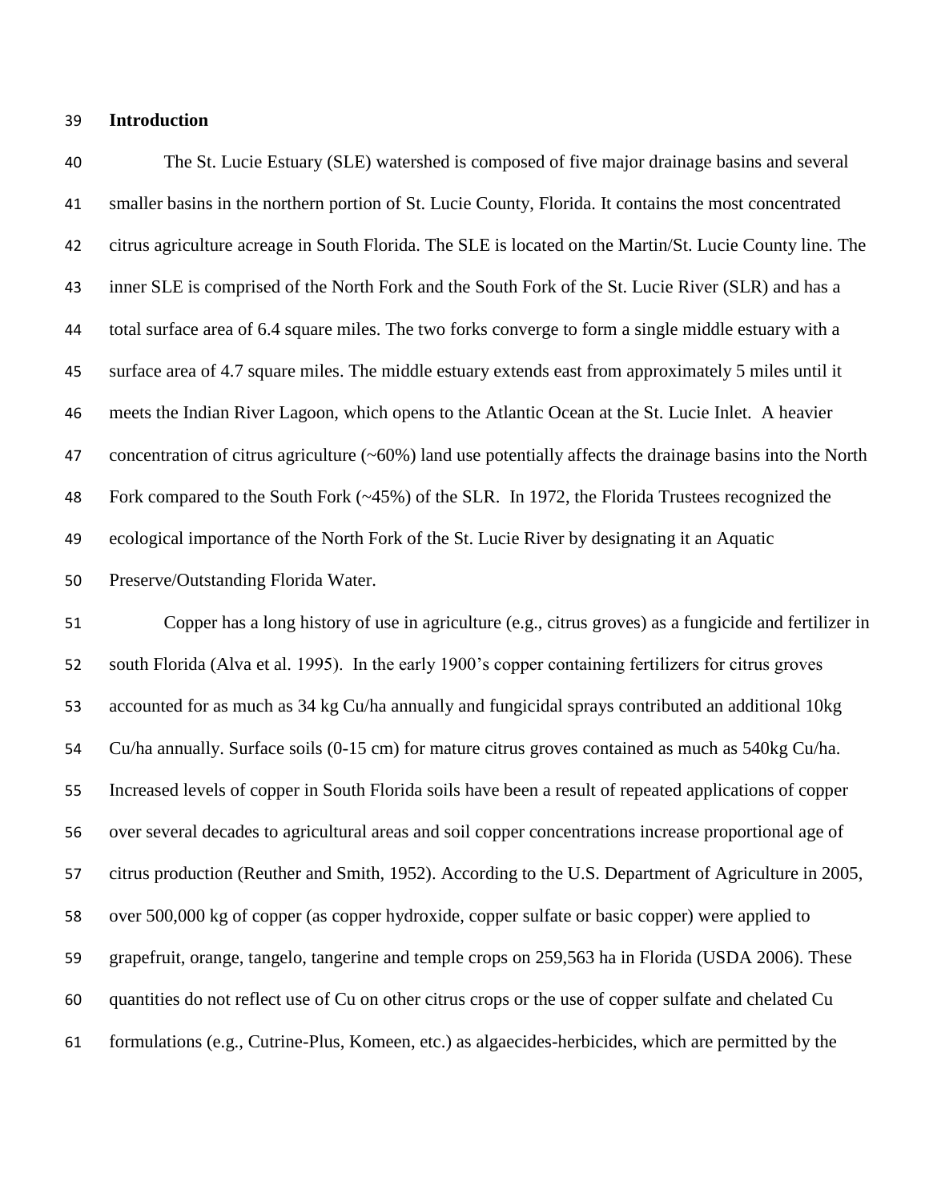## Introduction

The St. Lucie Estuary (SLE) watershed is composed of five major drainage basins and several smaller basins in the northern portion of St. Lucie County, Florida. It contains the most concentrated citrus agriculture acreage in South Florida. The SLE is located on the Martin/St. Lucie County line. The inner SLE is comprised of the North Fork and the South Fork of the St. Lucie River (SLR) and has a total surface area of 6.4 square miles. The two forks converge to form a single middle estuary with a surface area of 4.7 square miles. The middle estuary extends east from approximately 5 miles until it meets the Indian River Lagoon, which opens to the Atlantic Ocean at the St. Lucie Inlet. A heavier concentration of citrus agriculture (~60%) land use potentially affects the drainage basins into the North Fork compared to the South Fork (~45%) of the SLR. In 1972, the Florida Trustees recognized the ecological importance of the North Fork of the St. Lucie River by designating it an Aquatic Preserve/Outstanding Florida Water.

Copper has a long history of use in agriculture (e.g., citrus groves) as a fungicide and fertilizer in south Florida (Alva et al. 1995). In the early 1900's copper containing fertilizers for citrus groves accounted for as much as 34 kg Cu/ha annually and fungicidal sprays contributed an additional 10kg Cu/ha annually. Surface soils (0-15 cm) for mature citrus groves contained as much as 540kg Cu/ha. Increased levels of copper in South Florida soils have been a result of repeated applications of copper over several decades to agricultural areas and soil copper concentrations increase proportional age of citrus production (Reuther and Smith, 1952). According to the U.S. Department of Agriculture in 2005, over 500,000 kg of copper (as copper hydroxide, copper sulfate or basic copper) were applied to grapefruit, orange, tangelo, tangerine and temple crops on 259,563 ha in Florida (USDA 2006). These quantities do not reflect use of Cu on other citrus crops or the use of copper sulfate and chelated Cu formulations (e.g., Cutrine-Plus, Komeen, etc.) as algaecides-herbicides, which are permitted by the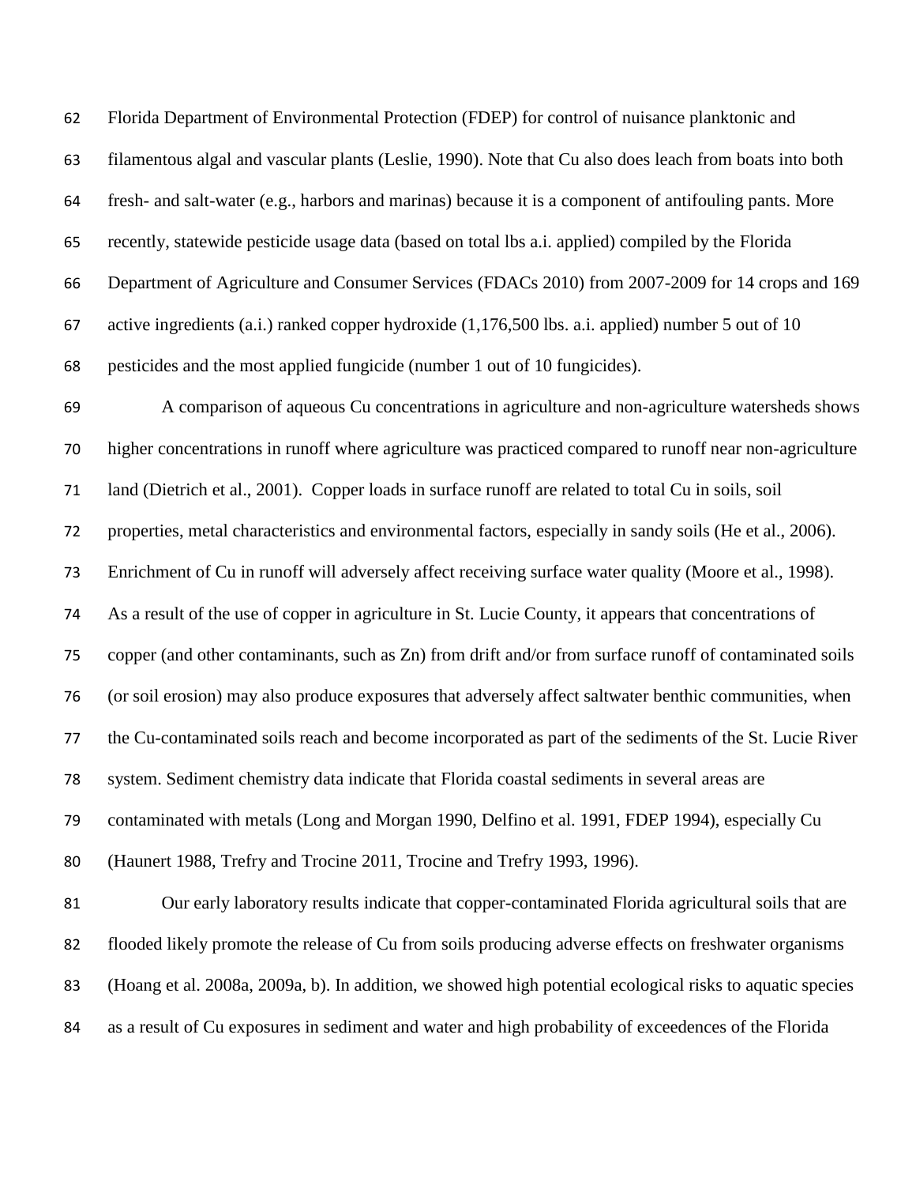Florida Department of Environmental Protection (FDEP) for control of nuisance planktonic and filamentous algal and vascular plants (Leslie, 1990). Note that Cu also does leach from boats into both fresh- and salt-water (e.g., harbors and marinas) because it is a component of antifouling pants. More recently, statewide pesticide usage data (based on total lbs a.i. applied) compiled by the Florida Department of Agriculture and Consumer Services (FDACs 2010) from 2007-2009 for 14 crops and 169 active ingredients (a.i.) ranked copper hydroxide (1,176,500 lbs. a.i. applied) number 5 out of 10 pesticides and the most applied fungicide (number 1 out of 10 fungicides).

A comparison of aqueous Cu concentrations in agriculture and non-agriculture watersheds shows higher concentrations in runoff where agriculture was practiced compared to runoff near non-agriculture land (Dietrich et al., 2001). Copper loads in surface runoff are related to total Cu in soils, soil properties, metal characteristics and environmental factors, especially in sandy soils (He et al., 2006). Enrichment of Cu in runoff will adversely affect receiving surface water quality (Moore et al., 1998). As a result of the use of copper in agriculture in St. Lucie County, it appears that concentrations of copper (and other contaminants, such as Zn) from drift and/or from surface runoff of contaminated soils (or soil erosion) may also produce exposures that adversely affect saltwater benthic communities, when the Cu-contaminated soils reach and become incorporated as part of the sediments of the St. Lucie River system. Sediment chemistry data indicate that Florida coastal sediments in several areas are contaminated with metals (Long and Morgan 1990, Delfino et al. 1991, FDEP 1994), especially Cu (Haunert 1988, Trefry and Trocine 2011, Trocine and Trefry 1993, 1996).

Our early laboratory results indicate that copper-contaminated Florida agricultural soils that are flooded likely promote the release of Cu from soils producing adverse effects on freshwater organisms (Hoang et al. 2008a, 2009a, b). In addition, we showed high potential ecological risks to aquatic species as a result of Cu exposures in sediment and water and high probability of exceedences of the Florida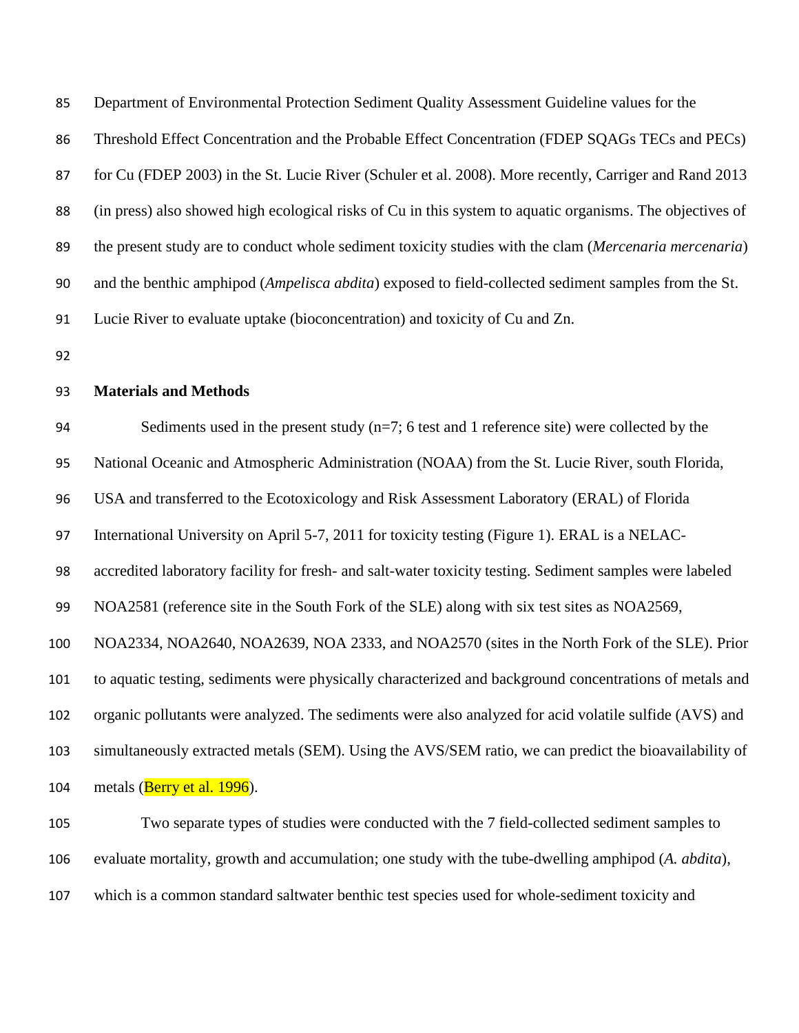Department of Environmental Protection Sediment Quality Assessment Guideline values for the Threshold Effect Concentration and the Probable Effect Concentration (FDEP SQAGs TECs and PECs) for Cu (FDEP 2003) in the St. Lucie River (Schuler et al. 2008). More recently, Carriger and Rand 2013 (in press) also showed high ecological risks of Cu in this system to aquatic organisms. The objectives of the present study are to conduct whole sediment toxicity studies with the clam (*Mercenaria mercenaria*) and the benthic amphipod (*Ampelisca abdita*) exposed to field-collected sediment samples from the St. Lucie River to evaluate uptake (bioconcentration) and toxicity of Cu and Zn.

## Materials and Methods

Sediments used in the present study (n=7; 6 test and 1 reference site) were collected by the National Oceanic and Atmospheric Administration (NOAA) from the St. Lucie River, south Florida, USA and transferred to the Ecotoxicology and Risk Assessment Laboratory (ERAL) of Florida International University on April 5-7, 2011 for toxicity testing (Figure 1). ERAL is a NELAC-accredited laboratory facility for fresh- and salt-water toxicity testing. Sediment samples were labeled NOA2581 (reference site in the South Fork of the SLE) along with six test sites as NOA2569, NOA2334, NOA2640, NOA2639, NOA 2333, and NOA2570 (sites in the North Fork of the SLE). Prior to aquatic testing, sediments were physically characterized and background concentrations of metals and organic pollutants were analyzed. The sediments were also analyzed for acid volatile sulfide (AVS) and simultaneously extracted metals (SEM). Using the AVS/SEM ratio, we can predict the bioavailability of metals (Berry et al. 1996).

Two separate types of studies were conducted with the 7 field-collected sediment samples to evaluate mortality, growth and accumulation; one study with the tube-dwelling amphipod (*A. abdita*), which is a common standard saltwater benthic test species used for whole-sediment toxicity and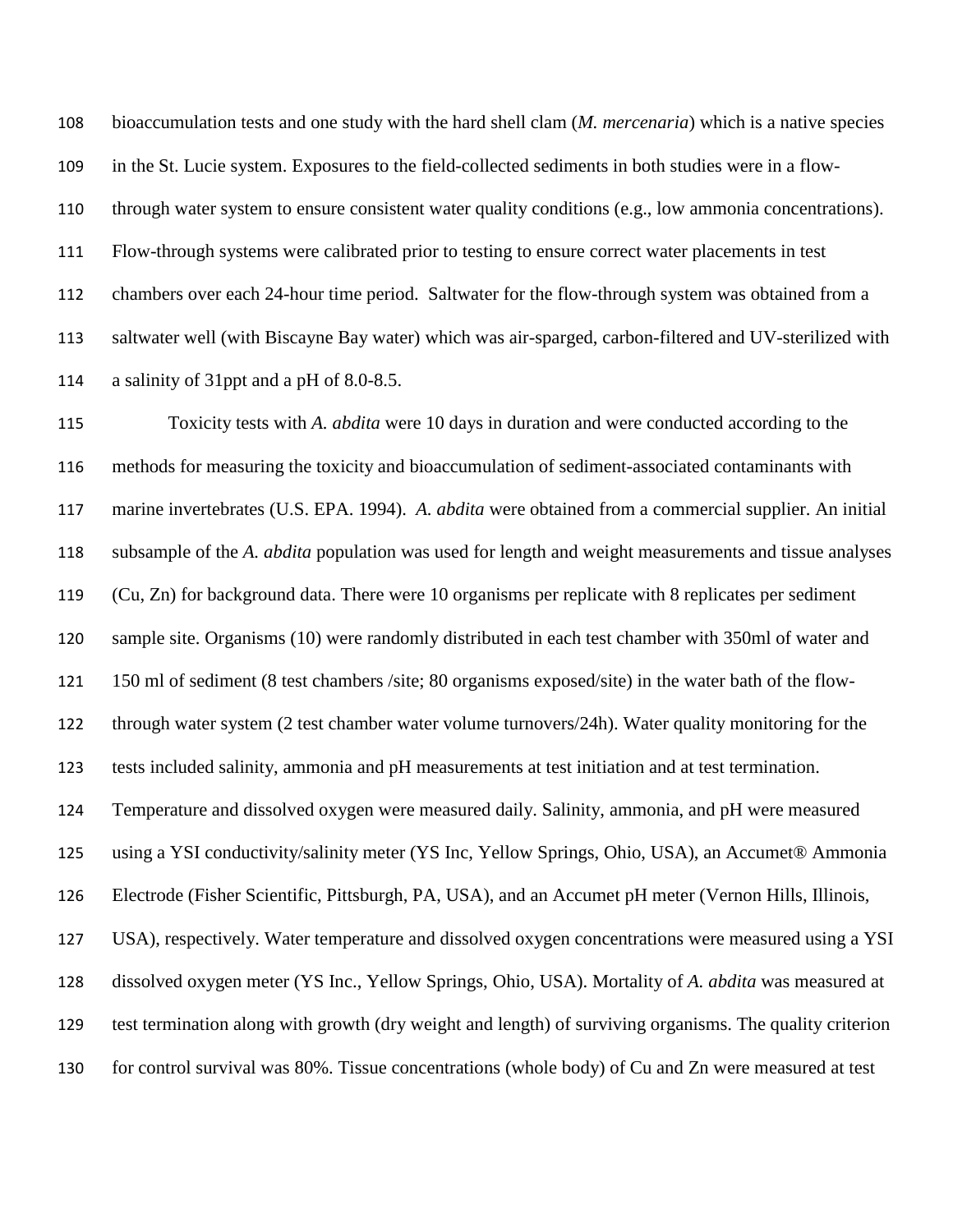bioaccumulation tests and one study with the hard shell clam (*M. mercenaria*) which is a native species in the St. Lucie system. Exposures to the field-collected sediments in both studies were in a flow-through water system to ensure consistent water quality conditions (e.g., low ammonia concentrations). Flow-through systems were calibrated prior to testing to ensure correct water placements in test chambers over each 24-hour time period. Saltwater for the flow-through system was obtained from a saltwater well (with Biscayne Bay water) which was air-sparged, carbon-filtered and UV-sterilized with a salinity of 31ppt and a pH of 8.0-8.5.

Toxicity tests with *A. abdita* were 10 days in duration and were conducted according to the methods for measuring the toxicity and bioaccumulation of sediment-associated contaminants with marine invertebrates (U.S. EPA. 1994). *A. abdita* were obtained from a commercial supplier. An initial subsample of the *A. abdita* population was used for length and weight measurements and tissue analyses (Cu, Zn) for background data. There were 10 organisms per replicate with 8 replicates per sediment sample site. Organisms (10) were randomly distributed in each test chamber with 350ml of water and 150 ml of sediment (8 test chambers /site; 80 organisms exposed/site) in the water bath of the flow-through water system (2 test chamber water volume turnovers/24h). Water quality monitoring for the tests included salinity, ammonia and pH measurements at test initiation and at test termination. Temperature and dissolved oxygen were measured daily. Salinity, ammonia, and pH were measured using a YSI conductivity/salinity meter (YS Inc, Yellow Springs, Ohio, USA), an Accumet® Ammonia Electrode (Fisher Scientific, Pittsburgh, PA, USA), and an Accumet pH meter (Vernon Hills, Illinois, USA), respectively. Water temperature and dissolved oxygen concentrations were measured using a YSI dissolved oxygen meter (YS Inc., Yellow Springs, Ohio, USA). Mortality of *A. abdita* was measured at test termination along with growth (dry weight and length) of surviving organisms. The quality criterion for control survival was 80%. Tissue concentrations (whole body) of Cu and Zn were measured at test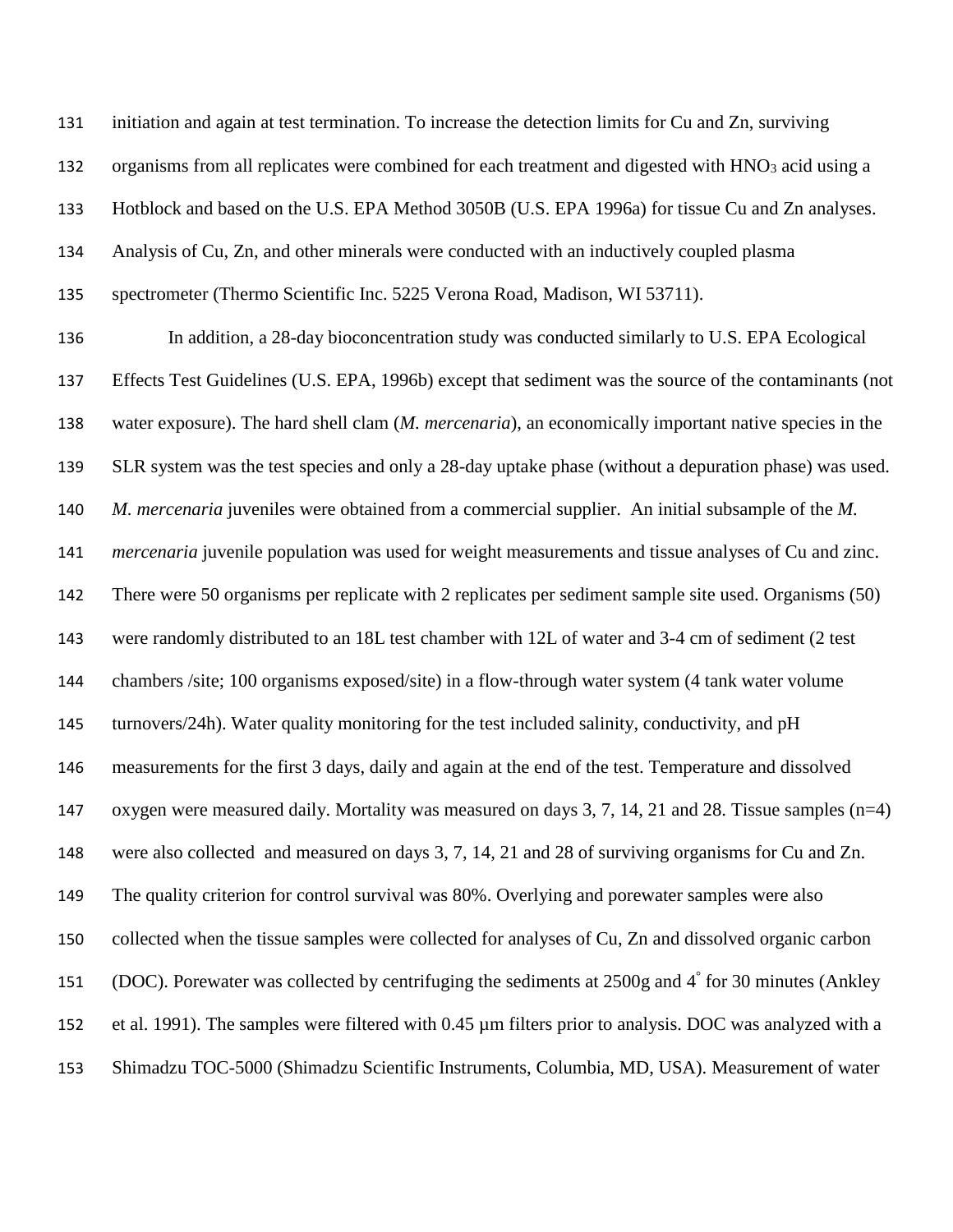initiation and again at test termination. To increase the detection limits for Cu and Zn, surviving organisms from all replicates were combined for each treatment and digested with $HNO_3$ acid using a Hotblock and based on the U.S. EPA Method 3050B (U.S. EPA 1996a) for tissue Cu and Zn analyses. Analysis of Cu, Zn, and other minerals were conducted with an inductively coupled plasma spectrometer (Thermo Scientific Inc. 5225 Verona Road, Madison, WI 53711).

In addition, a 28-day bioconcentration study was conducted similarly to U.S. EPA Ecological Effects Test Guidelines (U.S. EPA, 1996b) except that sediment was the source of the contaminants (not water exposure). The hard shell clam (*M. mercenaria*), an economically important native species in the SLR system was the test species and only a 28-day uptake phase (without a depuration phase) was used. *M. mercenaria* juveniles were obtained from a commercial supplier. An initial subsample of the *M. mercenaria* juvenile population was used for weight measurements and tissue analyses of Cu and zinc. There were 50 organisms per replicate with 2 replicates per sediment sample site used. Organisms (50) were randomly distributed to an 18L test chamber with 12L of water and 3-4 cm of sediment (2 test chambers /site; 100 organisms exposed/site) in a flow-through water system (4 tank water volume turnovers/24h). Water quality monitoring for the test included salinity, conductivity, and pH measurements for the first 3 days, daily and again at the end of the test. Temperature and dissolved oxygen were measured daily. Mortality was measured on days 3, 7, 14, 21 and 28. Tissue samples (n=4) were also collected and measured on days 3, 7, 14, 21 and 28 of surviving organisms for Cu and Zn. The quality criterion for control survival was 80%. Overlying and porewater samples were also collected when the tissue samples were collected for analyses of Cu, Zn and dissolved organic carbon (DOC). Porewater was collected by centrifuging the sediments at 2500g and 4$^{\circ}$ for 30 minutes (Ankley et al. 1991). The samples were filtered with 0.45 µm filters prior to analysis. DOC was analyzed with a Shimadzu TOC-5000 (Shimadzu Scientific Instruments, Columbia, MD, USA). Measurement of water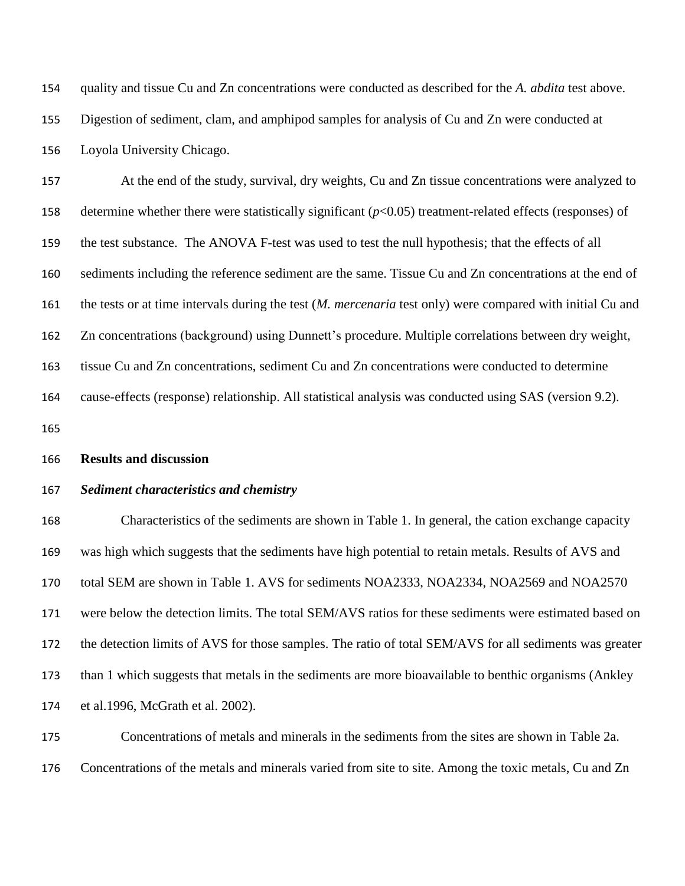quality and tissue Cu and Zn concentrations were conducted as described for the *A. abdita* test above. Digestion of sediment, clam, and amphipod samples for analysis of Cu and Zn were conducted at Loyola University Chicago.

At the end of the study, survival, dry weights, Cu and Zn tissue concentrations were analyzed to determine whether there were statistically significant ($p<0.05$) treatment-related effects (responses) of the test substance. The ANOVA F-test was used to test the null hypothesis; that the effects of all sediments including the reference sediment are the same. Tissue Cu and Zn concentrations at the end of the tests or at time intervals during the test (*M. mercenaria* test only) were compared with initial Cu and Zn concentrations (background) using Dunnett's procedure. Multiple correlations between dry weight, tissue Cu and Zn concentrations, sediment Cu and Zn concentrations were conducted to determine cause-effects (response) relationship. All statistical analysis was conducted using SAS (version 9.2).

## Results and discussion

### *Sediment characteristics and chemistry*

Characteristics of the sediments are shown in Table 1. In general, the cation exchange capacity was high which suggests that the sediments have high potential to retain metals. Results of AVS and total SEM are shown in Table 1. AVS for sediments NOA2333, NOA2334, NOA2569 and NOA2570 were below the detection limits. The total SEM/AVS ratios for these sediments were estimated based on the detection limits of AVS for those samples. The ratio of total SEM/AVS for all sediments was greater than 1 which suggests that metals in the sediments are more bioavailable to benthic organisms (Ankley et al.1996, McGrath et al. 2002).

Concentrations of metals and minerals in the sediments from the sites are shown in Table 2a. Concentrations of the metals and minerals varied from site to site. Among the toxic metals, Cu and Zn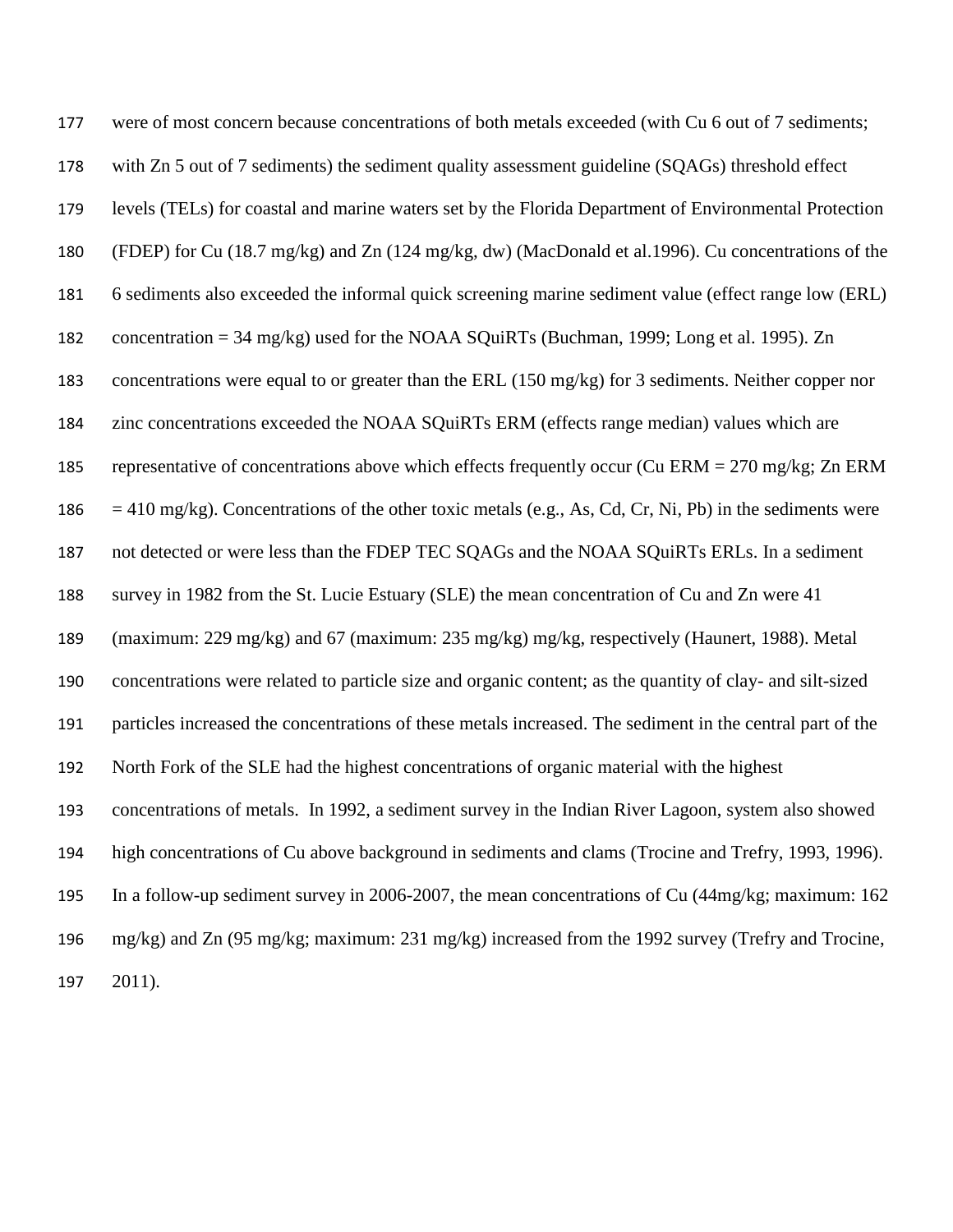were of most concern because concentrations of both metals exceeded (with Cu 6 out of 7 sediments; with Zn 5 out of 7 sediments) the sediment quality assessment guideline (SQAGs) threshold effect levels (TELs) for coastal and marine waters set by the Florida Department of Environmental Protection (FDEP) for Cu (18.7 mg/kg) and Zn (124 mg/kg, dw) (MacDonald et al.1996). Cu concentrations of the 6 sediments also exceeded the informal quick screening marine sediment value (effect range low (ERL) concentration = 34 mg/kg) used for the NOAA SQuiRTs (Buchman, 1999; Long et al. 1995). Zn concentrations were equal to or greater than the ERL (150 mg/kg) for 3 sediments. Neither copper nor zinc concentrations exceeded the NOAA SQuiRTs ERM (effects range median) values which are representative of concentrations above which effects frequently occur (Cu ERM = 270 mg/kg; Zn ERM = 410 mg/kg). Concentrations of the other toxic metals (e.g., As, Cd, Cr, Ni, Pb) in the sediments were not detected or were less than the FDEP TEC SQAGs and the NOAA SQuiRTs ERLs. In a sediment survey in 1982 from the St. Lucie Estuary (SLE) the mean concentration of Cu and Zn were 41 (maximum: 229 mg/kg) and 67 (maximum: 235 mg/kg) mg/kg, respectively (Haunert, 1988). Metal concentrations were related to particle size and organic content; as the quantity of clay- and silt-sized particles increased the concentrations of these metals increased. The sediment in the central part of the North Fork of the SLE had the highest concentrations of organic material with the highest concentrations of metals. In 1992, a sediment survey in the Indian River Lagoon, system also showed high concentrations of Cu above background in sediments and clams (Trocine and Trefry, 1993, 1996). In a follow-up sediment survey in 2006-2007, the mean concentrations of Cu (44mg/kg; maximum: 162 mg/kg) and Zn (95 mg/kg; maximum: 231 mg/kg) increased from the 1992 survey (Trefry and Trocine, 2011).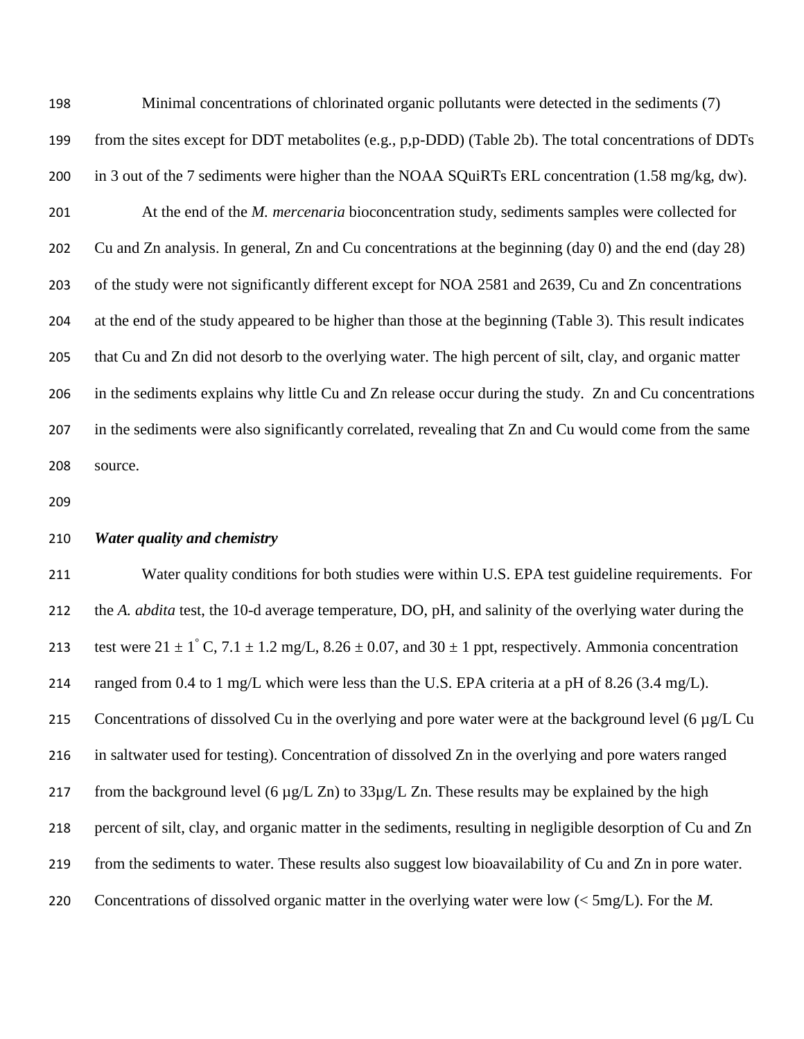Minimal concentrations of chlorinated organic pollutants were detected in the sediments (7) from the sites except for DDT metabolites (e.g., p,p-DDD) (Table 2b). The total concentrations of DDTs in 3 out of the 7 sediments were higher than the NOAA SQuiRTs ERL concentration (1.58 mg/kg, dw).

At the end of the *M. mercenaria* bioconcentration study, sediments samples were collected for Cu and Zn analysis. In general, Zn and Cu concentrations at the beginning (day 0) and the end (day 28) of the study were not significantly different except for NOA 2581 and 2639, Cu and Zn concentrations at the end of the study appeared to be higher than those at the beginning (Table 3). This result indicates that Cu and Zn did not desorb to the overlying water. The high percent of silt, clay, and organic matter in the sediments explains why little Cu and Zn release occur during the study. Zn and Cu concentrations in the sediments were also significantly correlated, revealing that Zn and Cu would come from the same source.

### *Water quality and chemistry*

Water quality conditions for both studies were within U.S. EPA test guideline requirements. For the *A. abdita* test, the 10-d average temperature, DO, pH, and salinity of the overlying water during the test were $21 \pm 1^{\circ}$ C, $7.1 \pm 1.2$ mg/L, $8.26 \pm 0.07$, and $30 \pm 1$ ppt, respectively. Ammonia concentration ranged from 0.4 to 1 mg/L which were less than the U.S. EPA criteria at a pH of 8.26 (3.4 mg/L). Concentrations of dissolved Cu in the overlying and pore water were at the background level (6 µg/L Cu in saltwater used for testing). Concentration of dissolved Zn in the overlying and pore waters ranged from the background level (6 µg/L Zn) to 33µg/L Zn. These results may be explained by the high percent of silt, clay, and organic matter in the sediments, resulting in negligible desorption of Cu and Zn from the sediments to water. These results also suggest low bioavailability of Cu and Zn in pore water. Concentrations of dissolved organic matter in the overlying water were low (< 5mg/L). For the *M.*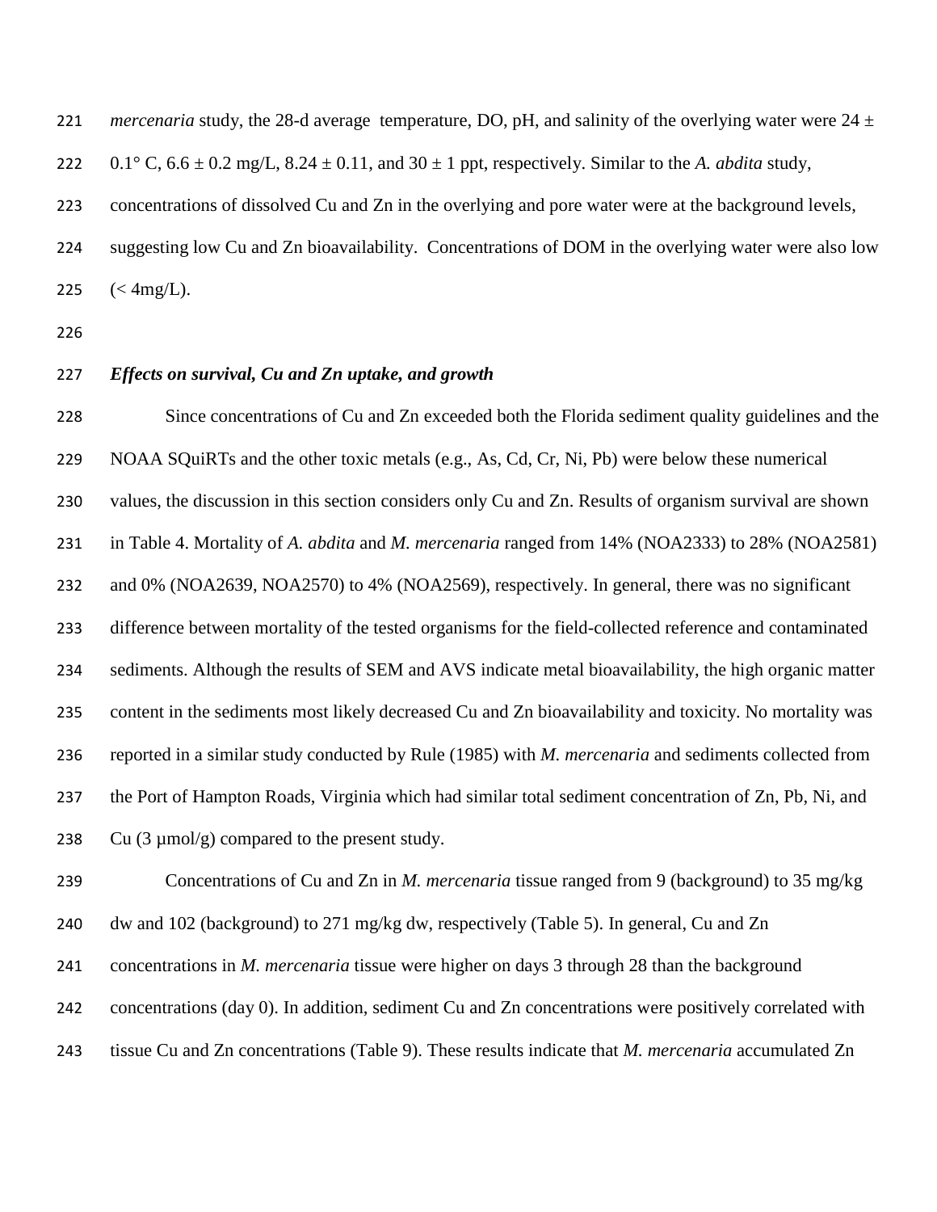*mercenaria* study, the 28-d average temperature, DO, pH, and salinity of the overlying water were 24 ± 0.1° C, 6.6 ± 0.2 mg/L, 8.24 ± 0.11, and 30 ± 1 ppt, respectively. Similar to the *A. abdita* study, concentrations of dissolved Cu and Zn in the overlying and pore water were at the background levels, suggesting low Cu and Zn bioavailability. Concentrations of DOM in the overlying water were also low (< 4mg/L).

### *Effects on survival, Cu and Zn uptake, and growth*

Since concentrations of Cu and Zn exceeded both the Florida sediment quality guidelines and the NOAA SQuiRTs and the other toxic metals (e.g., As, Cd, Cr, Ni, Pb) were below these numerical values, the discussion in this section considers only Cu and Zn. Results of organism survival are shown in Table 4. Mortality of *A. abdita* and *M. mercenaria* ranged from 14% (NOA2333) to 28% (NOA2581) and 0% (NOA2639, NOA2570) to 4% (NOA2569), respectively. In general, there was no significant difference between mortality of the tested organisms for the field-collected reference and contaminated sediments. Although the results of SEM and AVS indicate metal bioavailability, the high organic matter content in the sediments most likely decreased Cu and Zn bioavailability and toxicity. No mortality was reported in a similar study conducted by Rule (1985) with *M. mercenaria* and sediments collected from the Port of Hampton Roads, Virginia which had similar total sediment concentration of Zn, Pb, Ni, and Cu (3 µmol/g) compared to the present study.

Concentrations of Cu and Zn in *M. mercenaria* tissue ranged from 9 (background) to 35 mg/kg dw and 102 (background) to 271 mg/kg dw, respectively (Table 5). In general, Cu and Zn concentrations in *M. mercenaria* tissue were higher on days 3 through 28 than the background concentrations (day 0). In addition, sediment Cu and Zn concentrations were positively correlated with tissue Cu and Zn concentrations (Table 9). These results indicate that *M. mercenaria* accumulated Zn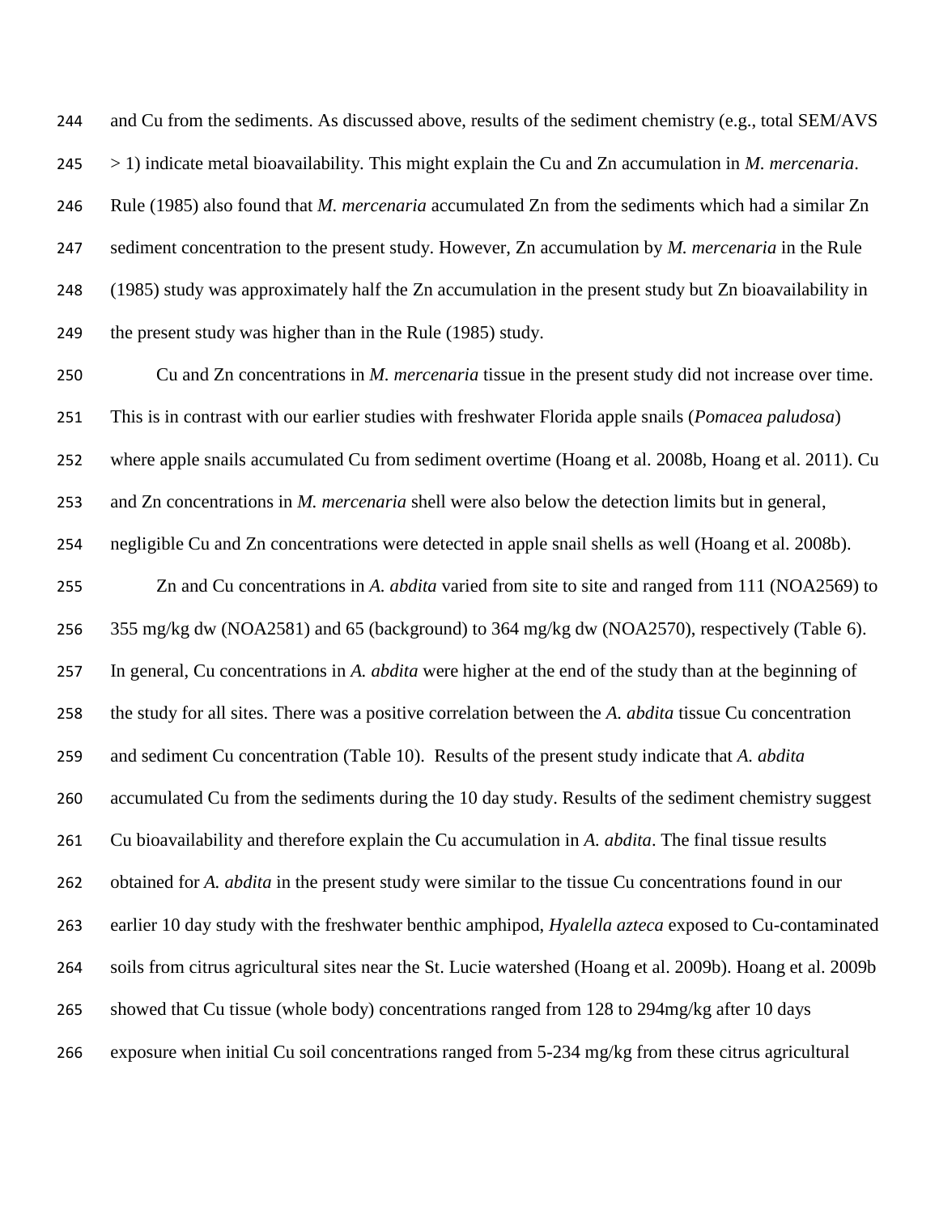and Cu from the sediments. As discussed above, results of the sediment chemistry (e.g., total SEM/AVS > 1) indicate metal bioavailability. This might explain the Cu and Zn accumulation in *M. mercenaria*. Rule (1985) also found that *M. mercenaria* accumulated Zn from the sediments which had a similar Zn sediment concentration to the present study. However, Zn accumulation by *M. mercenaria* in the Rule (1985) study was approximately half the Zn accumulation in the present study but Zn bioavailability in the present study was higher than in the Rule (1985) study.

Cu and Zn concentrations in *M. mercenaria* tissue in the present study did not increase over time. This is in contrast with our earlier studies with freshwater Florida apple snails (*Pomacea paludosa*) where apple snails accumulated Cu from sediment overtime (Hoang et al. 2008b, Hoang et al. 2011). Cu and Zn concentrations in *M. mercenaria* shell were also below the detection limits but in general, negligible Cu and Zn concentrations were detected in apple snail shells as well (Hoang et al. 2008b).

Zn and Cu concentrations in *A. abdita* varied from site to site and ranged from 111 (NOA2569) to 355 mg/kg dw (NOA2581) and 65 (background) to 364 mg/kg dw (NOA2570), respectively (Table 6). In general, Cu concentrations in *A. abdita* were higher at the end of the study than at the beginning of the study for all sites. There was a positive correlation between the *A. abdita* tissue Cu concentration and sediment Cu concentration (Table 10). Results of the present study indicate that *A. abdita* accumulated Cu from the sediments during the 10 day study. Results of the sediment chemistry suggest Cu bioavailability and therefore explain the Cu accumulation in *A. abdita*. The final tissue results obtained for *A. abdita* in the present study were similar to the tissue Cu concentrations found in our earlier 10 day study with the freshwater benthic amphipod, *Hyalella azteca* exposed to Cu-contaminated soils from citrus agricultural sites near the St. Lucie watershed (Hoang et al. 2009b). Hoang et al. 2009b showed that Cu tissue (whole body) concentrations ranged from 128 to 294mg/kg after 10 days exposure when initial Cu soil concentrations ranged from 5-234 mg/kg from these citrus agricultural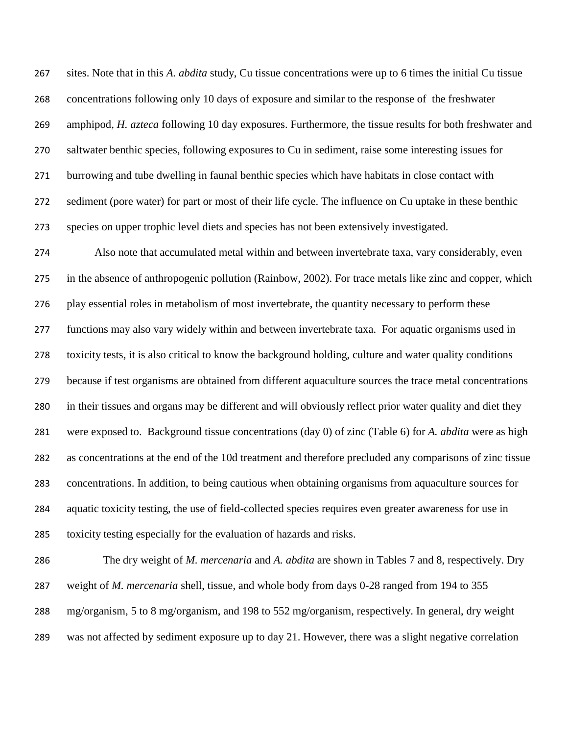sites. Note that in this *A. abdita* study, Cu tissue concentrations were up to 6 times the initial Cu tissue concentrations following only 10 days of exposure and similar to the response of the freshwater amphipod, *H. azteca* following 10 day exposures. Furthermore, the tissue results for both freshwater and saltwater benthic species, following exposures to Cu in sediment, raise some interesting issues for burrowing and tube dwelling in faunal benthic species which have habitats in close contact with sediment (pore water) for part or most of their life cycle. The influence on Cu uptake in these benthic species on upper trophic level diets and species has not been extensively investigated.

Also note that accumulated metal within and between invertebrate taxa, vary considerably, even in the absence of anthropogenic pollution (Rainbow, 2002). For trace metals like zinc and copper, which play essential roles in metabolism of most invertebrate, the quantity necessary to perform these functions may also vary widely within and between invertebrate taxa. For aquatic organisms used in toxicity tests, it is also critical to know the background holding, culture and water quality conditions because if test organisms are obtained from different aquaculture sources the trace metal concentrations in their tissues and organs may be different and will obviously reflect prior water quality and diet they were exposed to. Background tissue concentrations (day 0) of zinc (Table 6) for *A. abdita* were as high as concentrations at the end of the 10d treatment and therefore precluded any comparisons of zinc tissue concentrations. In addition, to being cautious when obtaining organisms from aquaculture sources for aquatic toxicity testing, the use of field-collected species requires even greater awareness for use in toxicity testing especially for the evaluation of hazards and risks.

The dry weight of *M. mercenaria* and *A. abdita* are shown in Tables 7 and 8, respectively. Dry weight of *M. mercenaria* shell, tissue, and whole body from days 0-28 ranged from 194 to 355 mg/organism, 5 to 8 mg/organism, and 198 to 552 mg/organism, respectively. In general, dry weight was not affected by sediment exposure up to day 21. However, there was a slight negative correlation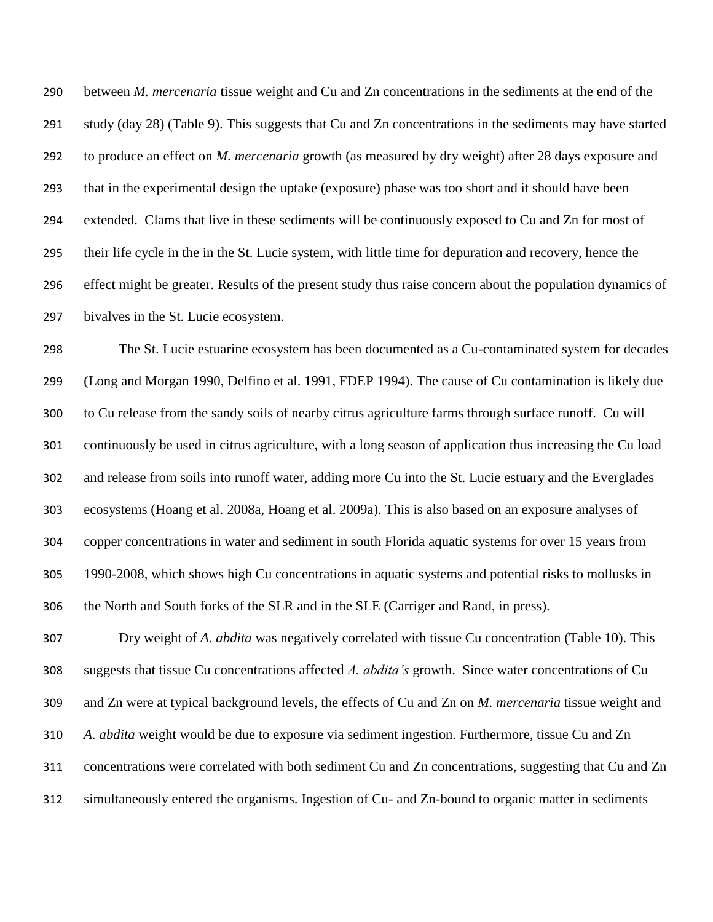between *M. mercenaria* tissue weight and Cu and Zn concentrations in the sediments at the end of the study (day 28) (Table 9). This suggests that Cu and Zn concentrations in the sediments may have started to produce an effect on *M. mercenaria* growth (as measured by dry weight) after 28 days exposure and that in the experimental design the uptake (exposure) phase was too short and it should have been extended. Clams that live in these sediments will be continuously exposed to Cu and Zn for most of their life cycle in the in the St. Lucie system, with little time for depuration and recovery, hence the effect might be greater. Results of the present study thus raise concern about the population dynamics of bivalves in the St. Lucie ecosystem.

The St. Lucie estuarine ecosystem has been documented as a Cu-contaminated system for decades (Long and Morgan 1990, Delfino et al. 1991, FDEP 1994). The cause of Cu contamination is likely due to Cu release from the sandy soils of nearby citrus agriculture farms through surface runoff. Cu will continuously be used in citrus agriculture, with a long season of application thus increasing the Cu load and release from soils into runoff water, adding more Cu into the St. Lucie estuary and the Everglades ecosystems (Hoang et al. 2008a, Hoang et al. 2009a). This is also based on an exposure analyses of copper concentrations in water and sediment in south Florida aquatic systems for over 15 years from 1990-2008, which shows high Cu concentrations in aquatic systems and potential risks to mollusks in the North and South forks of the SLR and in the SLE (Carriger and Rand, in press).

Dry weight of *A. abdita* was negatively correlated with tissue Cu concentration (Table 10). This suggests that tissue Cu concentrations affected *A. abdita's* growth. Since water concentrations of Cu and Zn were at typical background levels, the effects of Cu and Zn on *M. mercenaria* tissue weight and *A. abdita* weight would be due to exposure via sediment ingestion. Furthermore, tissue Cu and Zn concentrations were correlated with both sediment Cu and Zn concentrations, suggesting that Cu and Zn simultaneously entered the organisms. Ingestion of Cu- and Zn-bound to organic matter in sediments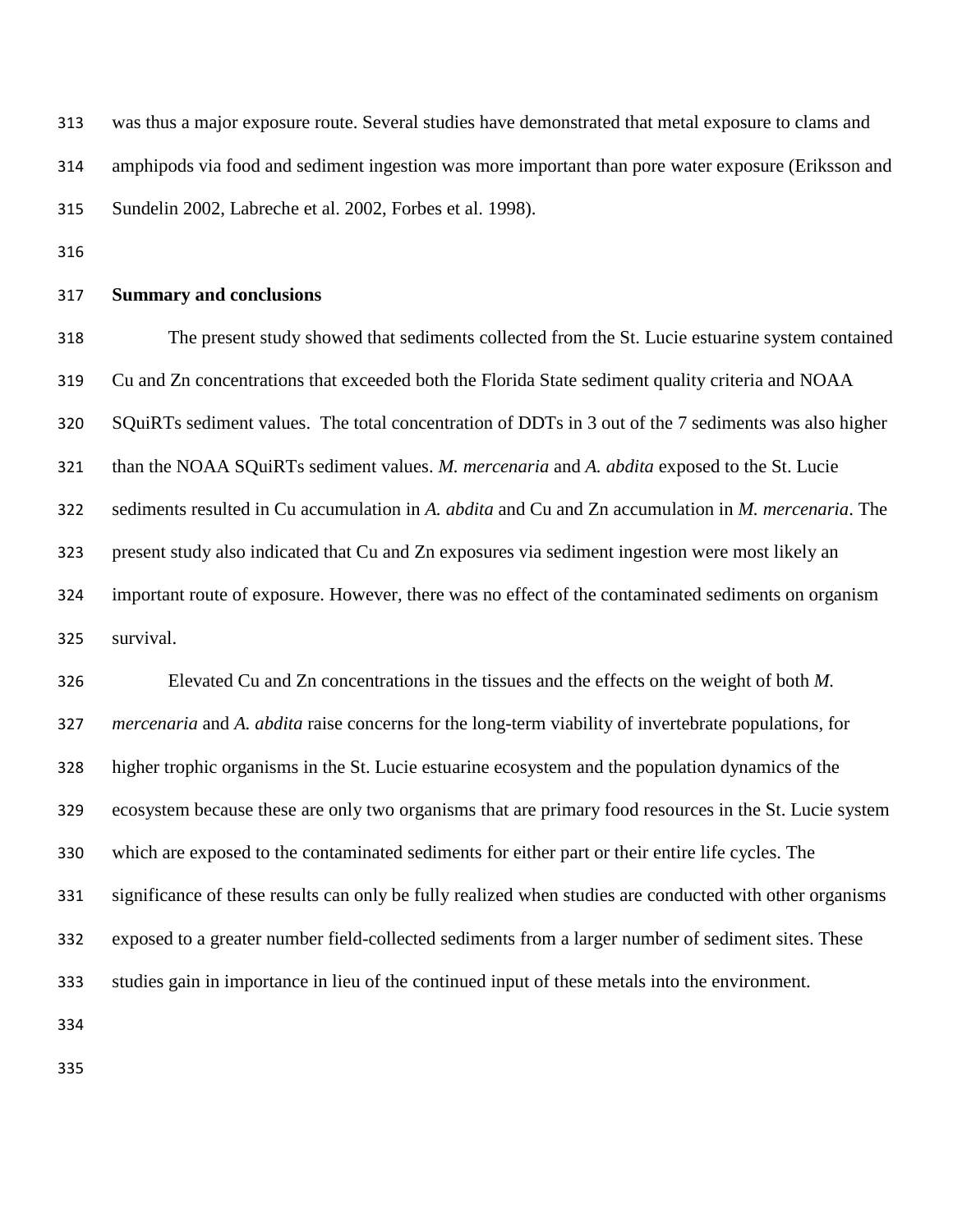was thus a major exposure route. Several studies have demonstrated that metal exposure to clams and amphipods via food and sediment ingestion was more important than pore water exposure (Eriksson and Sundelin 2002, Labreche et al. 2002, Forbes et al. 1998).

## Summary and conclusions

The present study showed that sediments collected from the St. Lucie estuarine system contained Cu and Zn concentrations that exceeded both the Florida State sediment quality criteria and NOAA SQuiRTs sediment values. The total concentration of DDTs in 3 out of the 7 sediments was also higher than the NOAA SQuiRTs sediment values. *M. mercenaria* and *A. abdita* exposed to the St. Lucie sediments resulted in Cu accumulation in *A. abdita* and Cu and Zn accumulation in *M. mercenaria*. The present study also indicated that Cu and Zn exposures via sediment ingestion were most likely an important route of exposure. However, there was no effect of the contaminated sediments on organism survival.

Elevated Cu and Zn concentrations in the tissues and the effects on the weight of both *M. mercenaria* and *A. abdita* raise concerns for the long-term viability of invertebrate populations, for higher trophic organisms in the St. Lucie estuarine ecosystem and the population dynamics of the ecosystem because these are only two organisms that are primary food resources in the St. Lucie system which are exposed to the contaminated sediments for either part or their entire life cycles. The significance of these results can only be fully realized when studies are conducted with other organisms exposed to a greater number field-collected sediments from a larger number of sediment sites. These studies gain in importance in lieu of the continued input of these metals into the environment.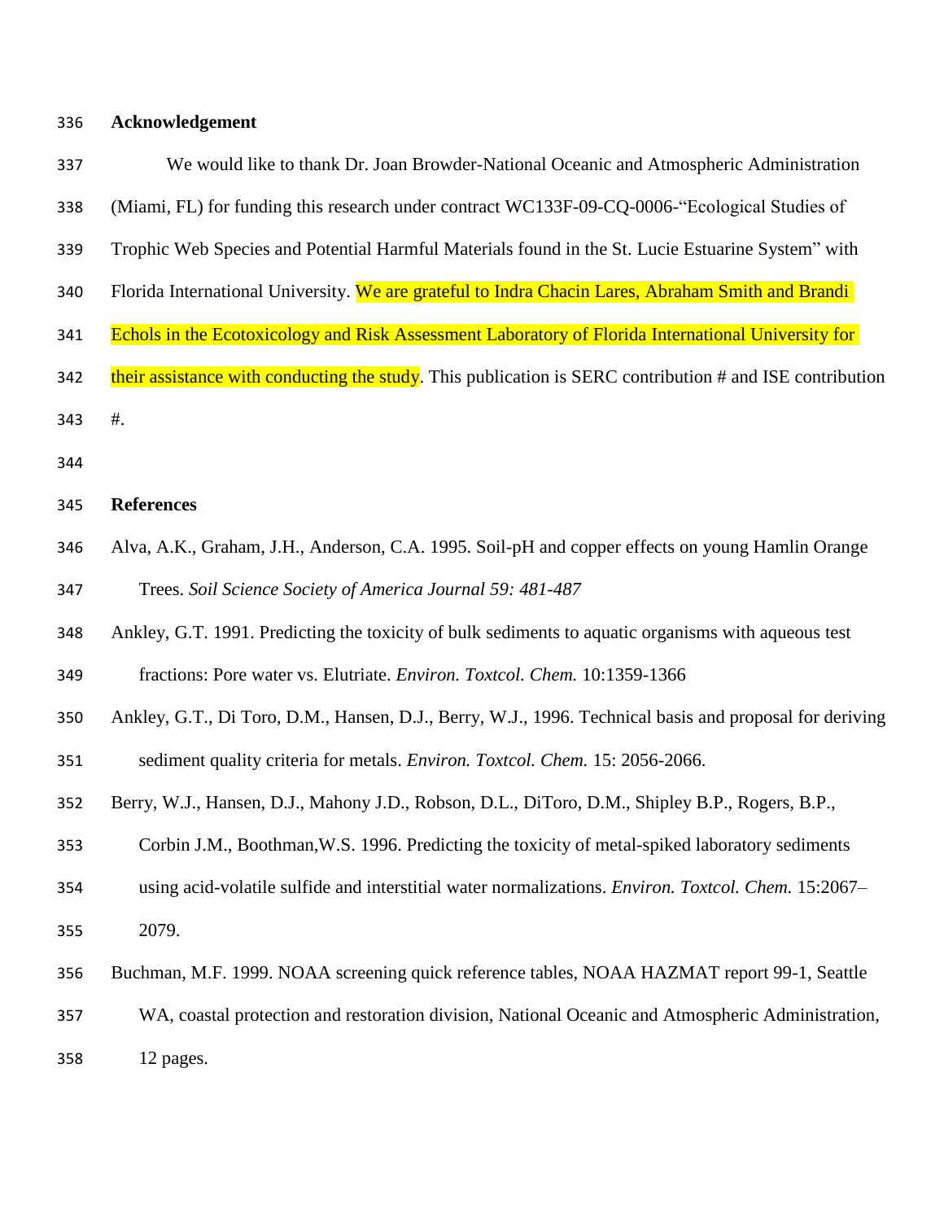## Acknowledgement

We would like to thank Dr. Joan Browder-National Oceanic and Atmospheric Administration (Miami, FL) for funding this research under contract WC133F-09-CQ-0006-"Ecological Studies of Trophic Web Species and Potential Harmful Materials found in the St. Lucie Estuarine System" with Florida International University. We are grateful to Indra Chacin Lares, Abraham Smith and Brandi Echols in the Ecotoxicology and Risk Assessment Laboratory of Florida International University for their assistance with conducting the study. This publication is SERC contribution # and ISE contribution #.

## References

Alva, A.K., Graham, J.H., Anderson, C.A. 1995. Soil-pH and copper effects on young Hamlin Orange Trees. *Soil Science Society of America Journal 59: 481-487*

Ankley, G.T. 1991. Predicting the toxicity of bulk sediments to aquatic organisms with aqueous test fractions: Pore water vs. Elutriate. *Environ. Toxtcol. Chem.* 10:1359-1366

Ankley, G.T., Di Toro, D.M., Hansen, D.J., Berry, W.J., 1996. Technical basis and proposal for deriving sediment quality criteria for metals. *Environ. Toxtcol. Chem.* 15: 2056-2066.

Berry, W.J., Hansen, D.J., Mahony J.D., Robson, D.L., DiToro, D.M., Shipley B.P., Rogers, B.P., Corbin J.M., Boothman,W.S. 1996. Predicting the toxicity of metal-spiked laboratory sediments using acid-volatile sulfide and interstitial water normalizations. *Environ. Toxtcol. Chem.* 15:2067–2079.

Buchman, M.F. 1999. NOAA screening quick reference tables, NOAA HAZMAT report 99-1, Seattle WA, coastal protection and restoration division, National Oceanic and Atmospheric Administration, 12 pages.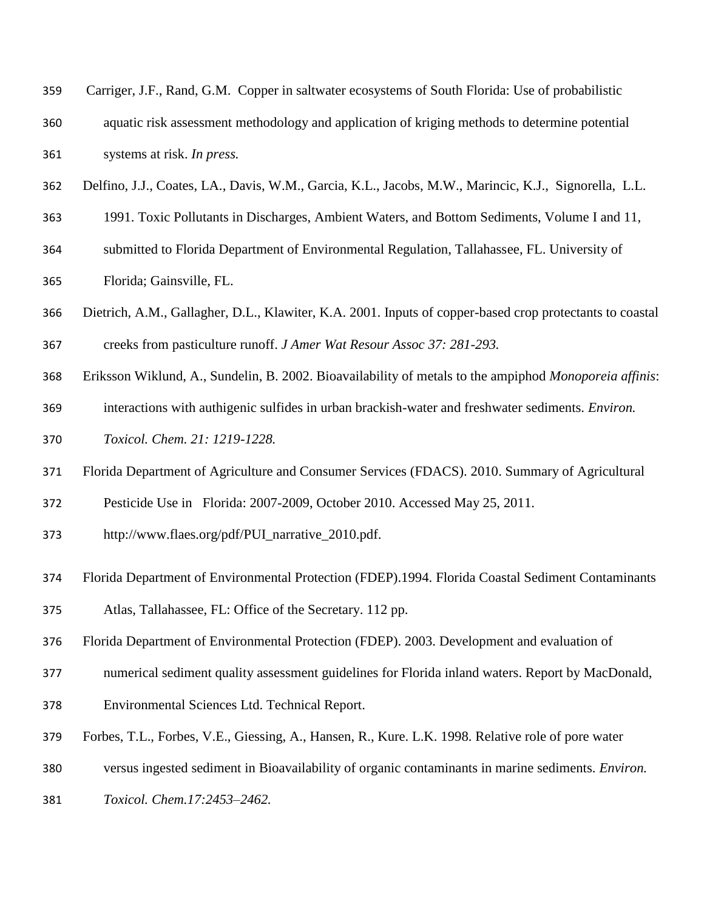Carriger, J.F., Rand, G.M. Copper in saltwater ecosystems of South Florida: Use of probabilistic aquatic risk assessment methodology and application of kriging methods to determine potential systems at risk. *In press.*

Delfino, J.J., Coates, LA., Davis, W.M., Garcia, K.L., Jacobs, M.W., Marincic, K.J., Signorella, L.L. 1991. Toxic Pollutants in Discharges, Ambient Waters, and Bottom Sediments, Volume I and 11, submitted to Florida Department of Environmental Regulation, Tallahassee, FL. University of Florida; Gainsville, FL.

Dietrich, A.M., Gallagher, D.L., Klawiter, K.A. 2001. Inputs of copper-based crop protectants to coastal creeks from pasticulture runoff. *J Amer Wat Resour Assoc 37: 281-293.*

Eriksson Wiklund, A., Sundelin, B. 2002. Bioavailability of metals to the ampiphod *Monoporeia affinis*: interactions with authigenic sulfides in urban brackish-water and freshwater sediments. *Environ. Toxicol. Chem. 21: 1219-1228.*

Florida Department of Agriculture and Consumer Services (FDACS). 2010. Summary of Agricultural Pesticide Use in Florida: 2007-2009, October 2010. Accessed May 25, 2011. http://www.flaes.org/pdf/PUI_narrative_2010.pdf.

Florida Department of Environmental Protection (FDEP).1994. Florida Coastal Sediment Contaminants Atlas, Tallahassee, FL: Office of the Secretary. 112 pp.

Florida Department of Environmental Protection (FDEP). 2003. Development and evaluation of numerical sediment quality assessment guidelines for Florida inland waters. Report by MacDonald, Environmental Sciences Ltd. Technical Report.

Forbes, T.L., Forbes, V.E., Giessing, A., Hansen, R., Kure. L.K. 1998. Relative role of pore water versus ingested sediment in Bioavailability of organic contaminants in marine sediments. *Environ. Toxicol. Chem.17:2453–2462.*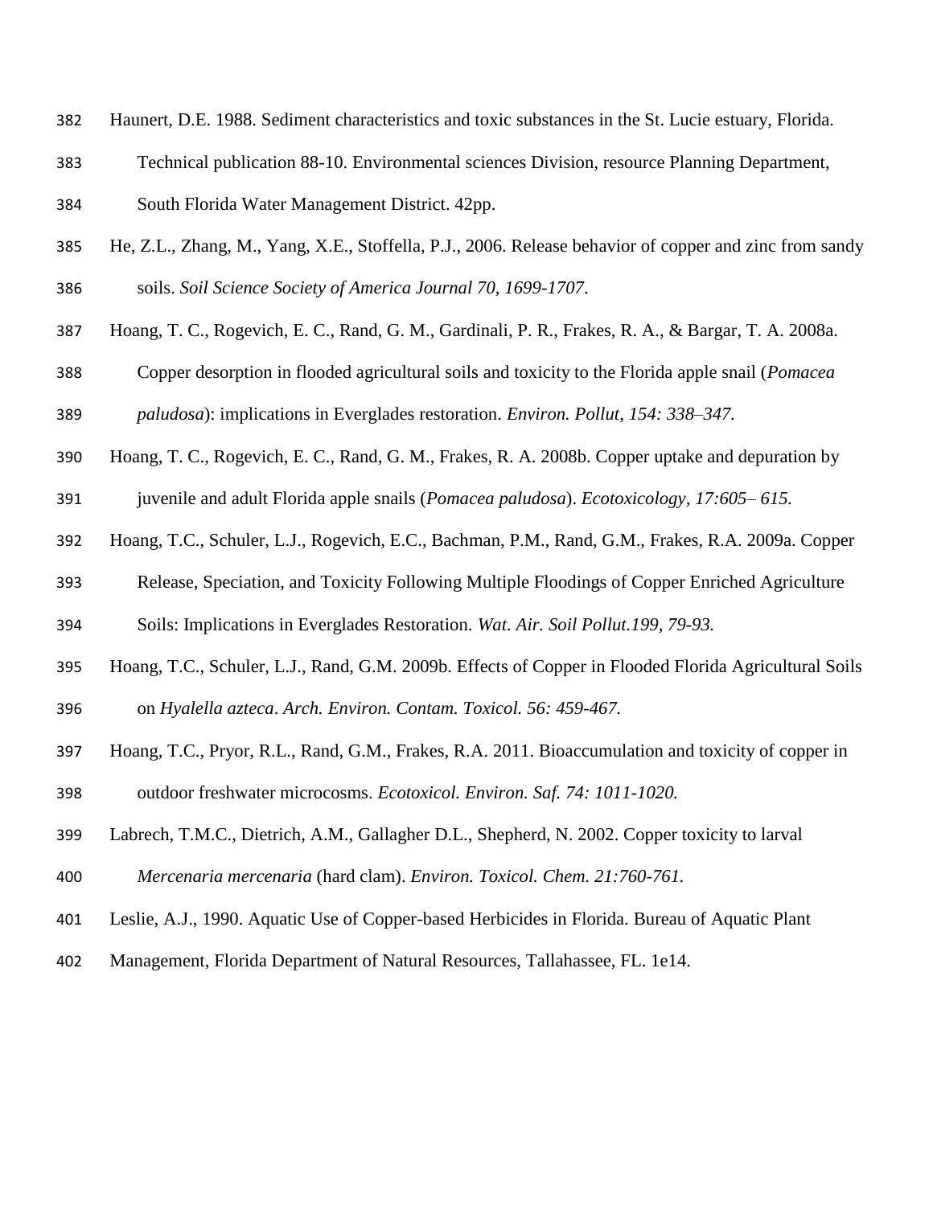Haunert, D.E. 1988. Sediment characteristics and toxic substances in the St. Lucie estuary, Florida. Technical publication 88-10. Environmental sciences Division, resource Planning Department, South Florida Water Management District. 42pp.

He, Z.L., Zhang, M., Yang, X.E., Stoffella, P.J., 2006. Release behavior of copper and zinc from sandy soils. *Soil Science Society of America Journal 70, 1699-1707*.

Hoang, T. C., Rogevich, E. C., Rand, G. M., Gardinali, P. R., Frakes, R. A., & Bargar, T. A. 2008a. Copper desorption in flooded agricultural soils and toxicity to the Florida apple snail (*Pomacea paludosa*): implications in Everglades restoration. *Environ. Pollut, 154: 338–347.*

Hoang, T. C., Rogevich, E. C., Rand, G. M., Frakes, R. A. 2008b. Copper uptake and depuration by juvenile and adult Florida apple snails (*Pomacea paludosa*). *Ecotoxicology, 17:605– 615.*

Hoang, T.C., Schuler, L.J., Rogevich, E.C., Bachman, P.M., Rand, G.M., Frakes, R.A. 2009a. Copper Release, Speciation, and Toxicity Following Multiple Floodings of Copper Enriched Agriculture Soils: Implications in Everglades Restoration. *Wat. Air. Soil Pollut.199, 79-93.*

Hoang, T.C., Schuler, L.J., Rand, G.M. 2009b. Effects of Copper in Flooded Florida Agricultural Soils on *Hyalella azteca*. *Arch. Environ. Contam. Toxicol. 56: 459-467.*

Hoang, T.C., Pryor, R.L., Rand, G.M., Frakes, R.A. 2011. Bioaccumulation and toxicity of copper in outdoor freshwater microcosms. *Ecotoxicol. Environ. Saf. 74: 1011-1020.*

Labrech, T.M.C., Dietrich, A.M., Gallagher D.L., Shepherd, N. 2002. Copper toxicity to larval *Mercenaria mercenaria* (hard clam). *Environ. Toxicol. Chem. 21:760-761.*

Leslie, A.J., 1990. Aquatic Use of Copper-based Herbicides in Florida. Bureau of Aquatic Plant Management, Florida Department of Natural Resources, Tallahassee, FL. 1e14.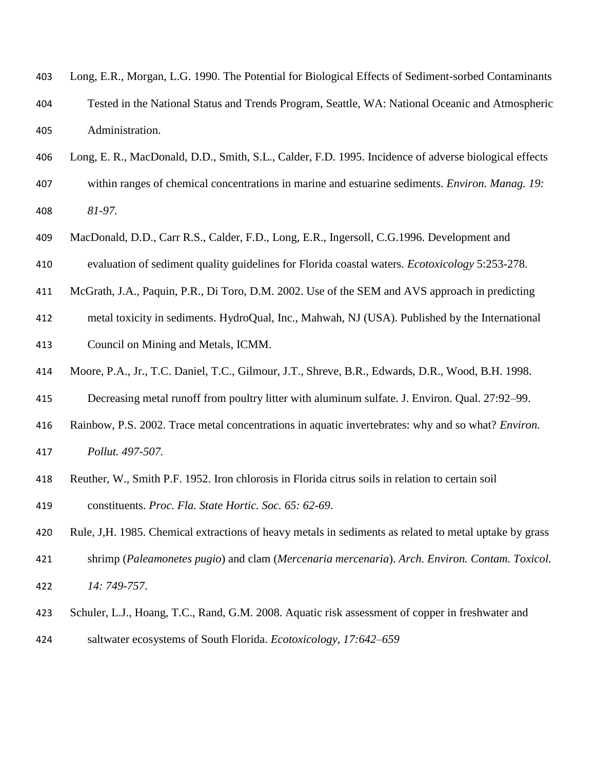Long, E.R., Morgan, L.G. 1990. The Potential for Biological Effects of Sediment-sorbed Contaminants Tested in the National Status and Trends Program, Seattle, WA: National Oceanic and Atmospheric Administration.

Long, E. R., MacDonald, D.D., Smith, S.L., Calder, F.D. 1995. Incidence of adverse biological effects within ranges of chemical concentrations in marine and estuarine sediments. *Environ. Manag. 19: 81-97.*

MacDonald, D.D., Carr R.S., Calder, F.D., Long, E.R., Ingersoll, C.G.1996. Development and evaluation of sediment quality guidelines for Florida coastal waters. *Ecotoxicology* 5:253-278.

McGrath, J.A., Paquin, P.R., Di Toro, D.M. 2002. Use of the SEM and AVS approach in predicting metal toxicity in sediments. HydroQual, Inc., Mahwah, NJ (USA). Published by the International Council on Mining and Metals, ICMM.

Moore, P.A., Jr., T.C. Daniel, T.C., Gilmour, J.T., Shreve, B.R., Edwards, D.R., Wood, B.H. 1998. Decreasing metal runoff from poultry litter with aluminum sulfate. J. Environ. Qual. 27:92–99.

Rainbow, P.S. 2002. Trace metal concentrations in aquatic invertebrates: why and so what? *Environ. Pollut. 497-507.*

Reuther, W., Smith P.F. 1952. Iron chlorosis in Florida citrus soils in relation to certain soil constituents. *Proc. Fla. State Hortic. Soc. 65: 62-69*.

Rule, J,H. 1985. Chemical extractions of heavy metals in sediments as related to metal uptake by grass shrimp (*Paleamonetes pugio*) and clam (*Mercenaria mercenaria*). *Arch. Environ. Contam. Toxicol. 14: 749-757*.

Schuler, L.J., Hoang, T.C., Rand, G.M. 2008. Aquatic risk assessment of copper in freshwater and saltwater ecosystems of South Florida. *Ecotoxicology*, *17:642–659*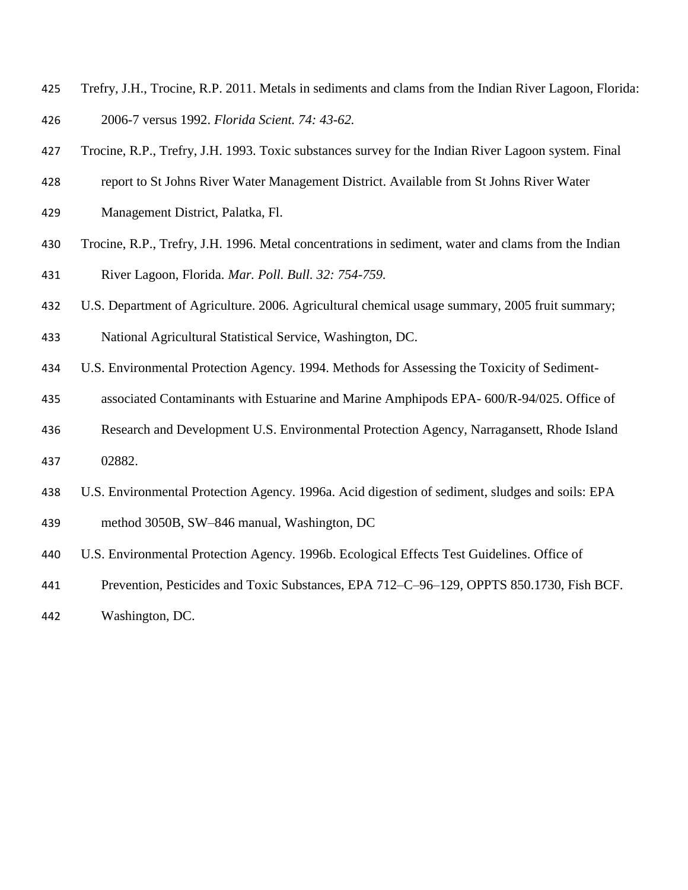Trefry, J.H., Trocine, R.P. 2011. Metals in sediments and clams from the Indian River Lagoon, Florida: 2006-7 versus 1992. *Florida Scient. 74: 43-62.*

Trocine, R.P., Trefry, J.H. 1993. Toxic substances survey for the Indian River Lagoon system. Final report to St Johns River Water Management District. Available from St Johns River Water Management District, Palatka, Fl.

Trocine, R.P., Trefry, J.H. 1996. Metal concentrations in sediment, water and clams from the Indian River Lagoon, Florida. *Mar. Poll. Bull. 32: 754-759.*

U.S. Department of Agriculture. 2006. Agricultural chemical usage summary, 2005 fruit summary; National Agricultural Statistical Service, Washington, DC.

U.S. Environmental Protection Agency. 1994. Methods for Assessing the Toxicity of Sediment-associated Contaminants with Estuarine and Marine Amphipods EPA- 600/R-94/025. Office of Research and Development U.S. Environmental Protection Agency, Narragansett, Rhode Island 02882.

U.S. Environmental Protection Agency. 1996a. Acid digestion of sediment, sludges and soils: EPA method 3050B, SW–846 manual, Washington, DC

U.S. Environmental Protection Agency. 1996b. Ecological Effects Test Guidelines. Office of Prevention, Pesticides and Toxic Substances, EPA 712–C–96–129, OPPTS 850.1730, Fish BCF. Washington, DC.